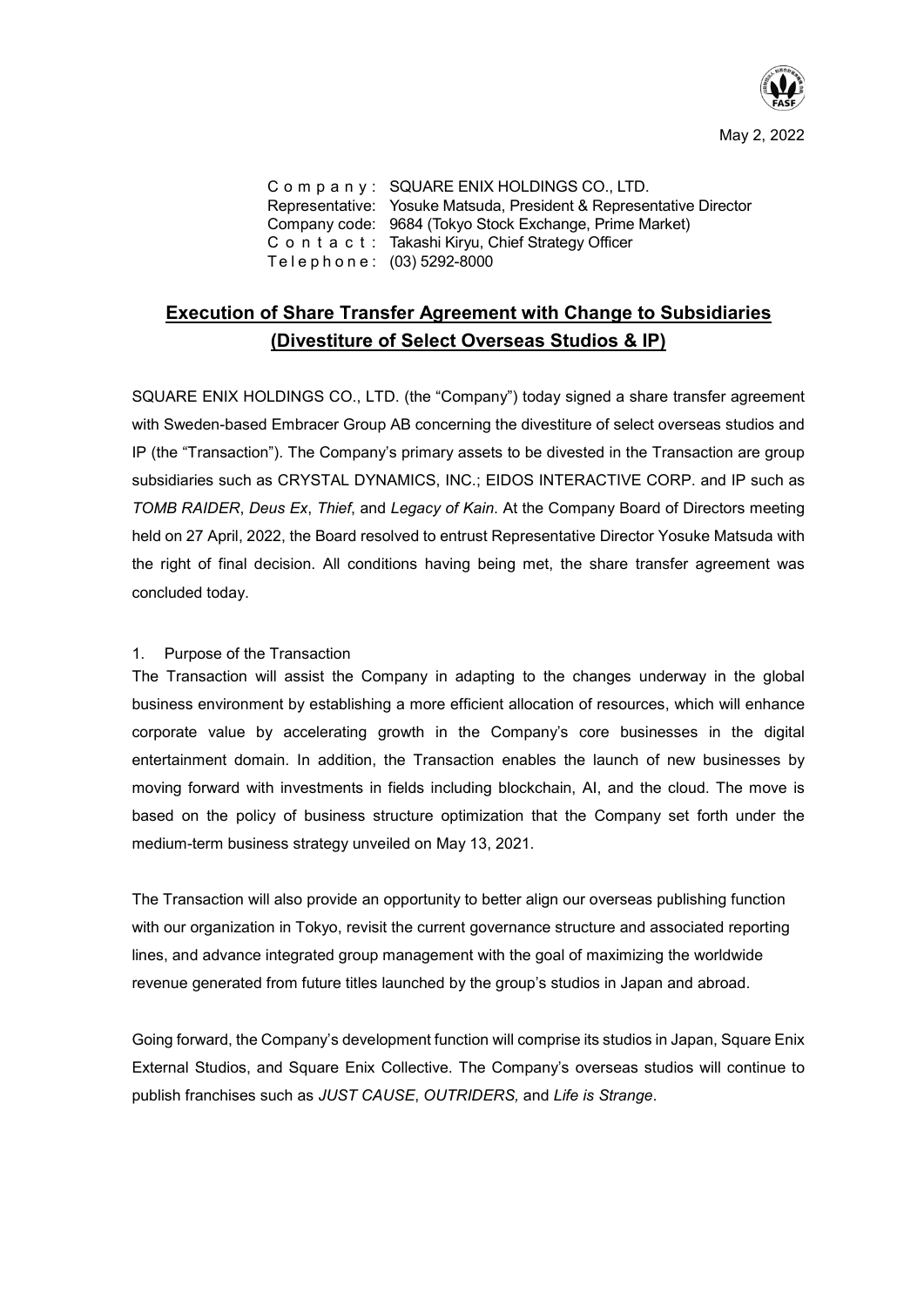May 2, 2022

Company: SQUARE ENIX HOLDINGS CO., LTD.
Representative: Yosuke Matsuda, President & Representative Director
Company code: 9684 (Tokyo Stock Exchange, Prime Market)
Contact: Takashi Kiryu, Chief Strategy Officer
Telephone: (03) 5292-8000

# Execution of Share Transfer Agreement with Change to Subsidiaries (Divestiture of Select Overseas Studios & IP)

SQUARE ENIX HOLDINGS CO., LTD. (the "Company") today signed a share transfer agreement with Sweden-based Embracer Group AB concerning the divestiture of select overseas studios and IP (the "Transaction"). The Company's primary assets to be divested in the Transaction are group subsidiaries such as CRYSTAL DYNAMICS, INC.; EIDOS INTERACTIVE CORP. and IP such as *TOMB RAIDER*, *Deus Ex*, *Thief*, and *Legacy of Kain*. At the Company Board of Directors meeting held on 27 April, 2022, the Board resolved to entrust Representative Director Yosuke Matsuda with the right of final decision. All conditions having being met, the share transfer agreement was concluded today.

## 1. Purpose of the Transaction

The Transaction will assist the Company in adapting to the changes underway in the global business environment by establishing a more efficient allocation of resources, which will enhance corporate value by accelerating growth in the Company's core businesses in the digital entertainment domain. In addition, the Transaction enables the launch of new businesses by moving forward with investments in fields including blockchain, AI, and the cloud. The move is based on the policy of business structure optimization that the Company set forth under the medium-term business strategy unveiled on May 13, 2021.

The Transaction will also provide an opportunity to better align our overseas publishing function with our organization in Tokyo, revisit the current governance structure and associated reporting lines, and advance integrated group management with the goal of maximizing the worldwide revenue generated from future titles launched by the group's studios in Japan and abroad.

Going forward, the Company's development function will comprise its studios in Japan, Square Enix External Studios, and Square Enix Collective. The Company's overseas studios will continue to publish franchises such as *JUST CAUSE*, *OUTRIDERS,* and *Life is Strange*.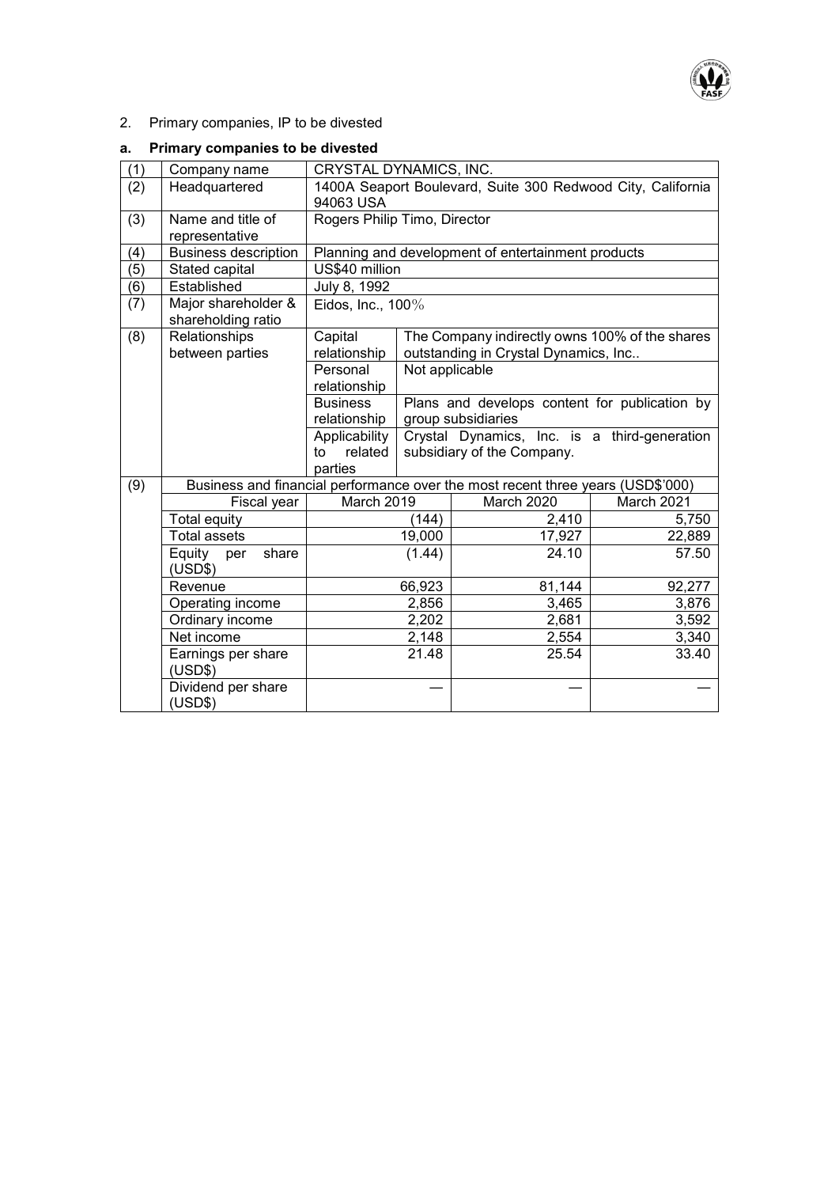2. Primary companies, IP to be divested

**a. Primary companies to be divested**

| | | | | | |
|---|---|---|---|---|---|
| (1) | Company name | CRYSTAL DYNAMICS, INC. | | | |
| (2) | Headquartered | 1400A Seaport Boulevard, Suite 300 Redwood City, California 94063 USA | | | |
| (3) | Name and title of representative | Rogers Philip Timo, Director | | | |
| (4) | Business description | Planning and development of entertainment products | | | |
| (5) | Stated capital | US$40 million | | | |
| (6) | Established | July 8, 1992 | | | |
| (7) | Major shareholder & shareholding ratio | Eidos, Inc., 100％ | | | |
| (8) | Relationships between parties | Capital relationship | The Company indirectly owns 100% of the shares outstanding in Crystal Dynamics, Inc.. | | |
| | | Personal relationship | Not applicable | | |
| | | Business relationship | Plans and develops content for publication by group subsidiaries | | |
| | | Applicability to related parties | Crystal Dynamics, Inc. is a third-generation subsidiary of the Company. | | |
| (9) | Business and financial performance over the most recent three years (USD$'000) | | | | |
| | Fiscal year | March 2019 | | March 2020 | March 2021 |
| | Total equity | (144) | | 2,410 | 5,750 |
| | Total assets | 19,000 | | 17,927 | 22,889 |
| | Equity per share (USD$) | (1.44) | | 24.10 | 57.50 |
| | Revenue | 66,923 | | 81,144 | 92,277 |
| | Operating income | 2,856 | | 3,465 | 3,876 |
| | Ordinary income | 2,202 | | 2,681 | 3,592 |
| | Net income | 2,148 | | 2,554 | 3,340 |
| | Earnings per share (USD$) | 21.48 | | 25.54 | 33.40 |
| | Dividend per share (USD$) | — | | — | — |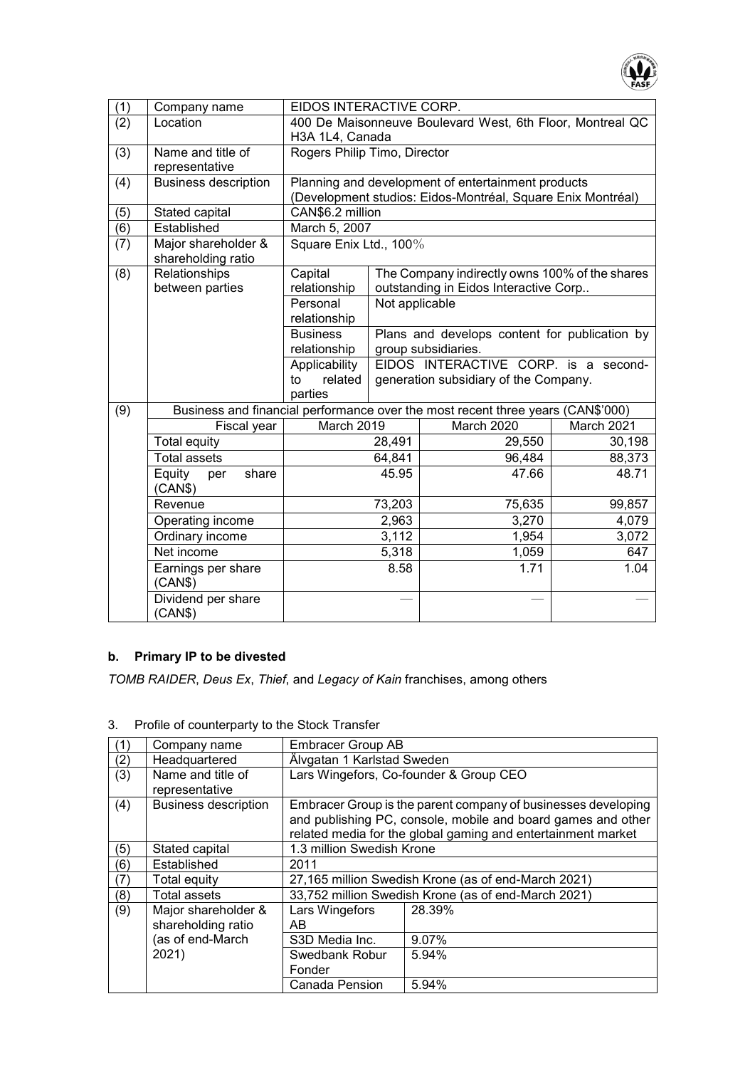| (1) | Company name | EIDOS INTERACTIVE CORP. | | |
|---|---|---|---|---|
| (2) | Location | 400 De Maisonneuve Boulevard West, 6th Floor, Montreal QC H3A 1L4, Canada | | |
| (3) | Name and title of representative | Rogers Philip Timo, Director | | |
| (4) | Business description | Planning and development of entertainment products (Development studios: Eidos-Montréal, Square Enix Montréal) | | |
| (5) | Stated capital | CAN$6.2 million | | |
| (6) | Established | March 5, 2007 | | |
| (7) | Major shareholder & shareholding ratio | Square Enix Ltd., 100％ | | |
| (8) | Relationships between parties | Capital relationship | The Company indirectly owns 100% of the shares outstanding in Eidos Interactive Corp.. | |
| | | Personal relationship | Not applicable | |
| | | Business relationship | Plans and develops content for publication by group subsidiaries. | |
| | | Applicability to related parties | EIDOS INTERACTIVE CORP. is a second-generation subsidiary of the Company. | |
| (9) | Business and financial performance over the most recent three years (CAN$'000) | | | |
| | Fiscal year | March 2019 | March 2020 | March 2021 |
| | Total equity | 28,491 | 29,550 | 30,198 |
| | Total assets | 64,841 | 96,484 | 88,373 |
| | Equity per share (CAN$) | 45.95 | 47.66 | 48.71 |
| | Revenue | 73,203 | 75,635 | 99,857 |
| | Operating income | 2,963 | 3,270 | 4,079 |
| | Ordinary income | 3,112 | 1,954 | 3,072 |
| | Net income | 5,318 | 1,059 | 647 |
| | Earnings per share (CAN$) | 8.58 | 1.71 | 1.04 |
| | Dividend per share (CAN$) | — | — | — |

**b. Primary IP to be divested**

*TOMB RAIDER*, *Deus Ex*, *Thief*, and *Legacy of Kain* franchises, among others

3. Profile of counterparty to the Stock Transfer

| (1) | Company name | Embracer Group AB | |
|---|---|---|---|
| (2) | Headquartered | Älvgatan 1 Karlstad Sweden | |
| (3) | Name and title of representative | Lars Wingefors, Co-founder & Group CEO | |
| (4) | Business description | Embracer Group is the parent company of businesses developing and publishing PC, console, mobile and board games and other related media for the global gaming and entertainment market | |
| (5) | Stated capital | 1.3 million Swedish Krone | |
| (6) | Established | 2011 | |
| (7) | Total equity | 27,165 million Swedish Krone (as of end-March 2021) | |
| (8) | Total assets | 33,752 million Swedish Krone (as of end-March 2021) | |
| (9) | Major shareholder & shareholding ratio (as of end-March 2021) | Lars Wingefors AB | 28.39% |
| | | S3D Media Inc. | 9.07% |
| | | Swedbank Robur Fonder | 5.94% |
| | | Canada Pension | 5.94% |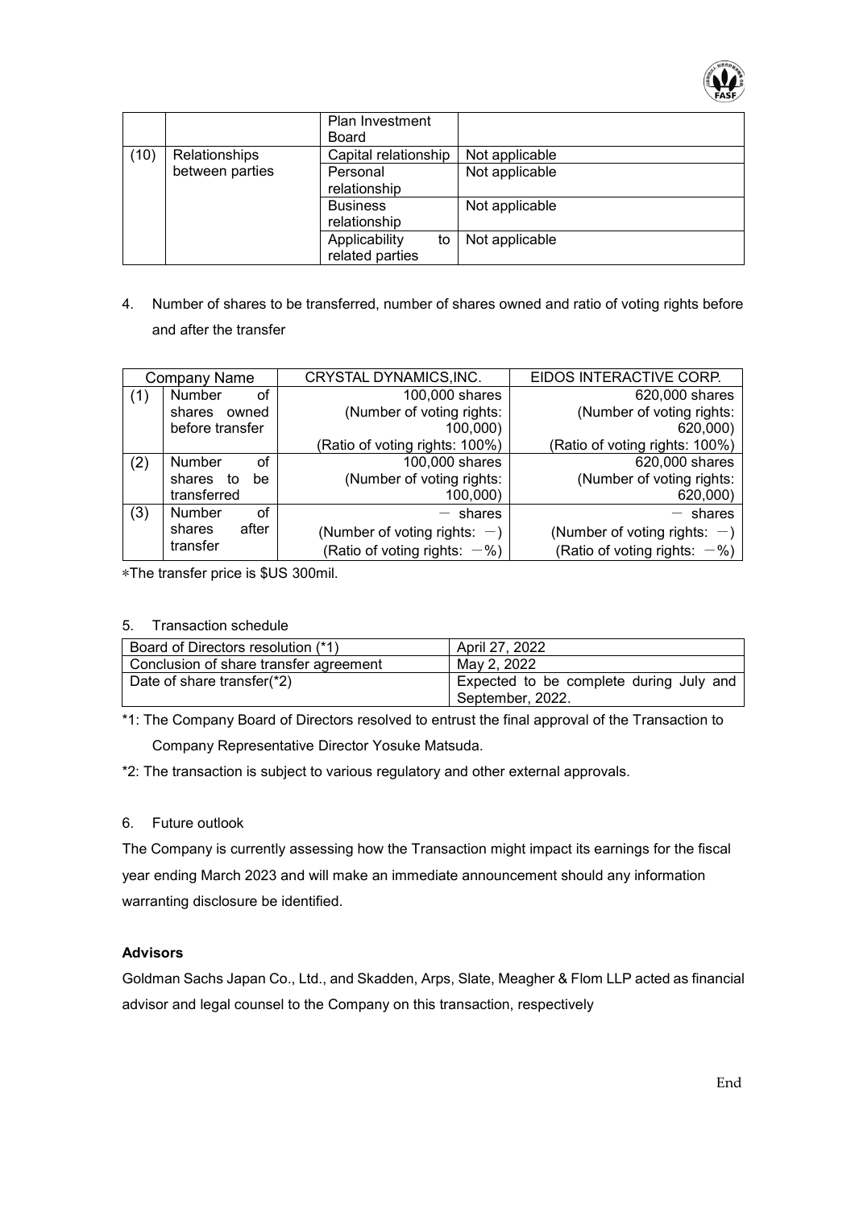| | | | |
|---|---|---|---|
| | | Plan Investment Board | |
| (10) | Relationships between parties | Capital relationship | Not applicable |
| | | Personal relationship | Not applicable |
| | | Business relationship | Not applicable |
| | | Applicability to related parties | Not applicable |

4. Number of shares to be transferred, number of shares owned and ratio of voting rights before and after the transfer

| Company Name | | CRYSTAL DYNAMICS,INC. | EIDOS INTERACTIVE CORP. |
|---|---|---|---|
| (1) | Number of shares owned before transfer | 100,000 shares (Number of voting rights: 100,000) (Ratio of voting rights: 100%) | 620,000 shares (Number of voting rights: 620,000) (Ratio of voting rights: 100%) |
| (2) | Number of shares to be transferred | 100,000 shares (Number of voting rights: 100,000) | 620,000 shares (Number of voting rights: 620,000) |
| (3) | Number of shares after transfer | － shares (Number of voting rights: －) (Ratio of voting rights: －%) | － shares (Number of voting rights: －) (Ratio of voting rights: －%) |

*The transfer price is $US 300mil.

5. Transaction schedule

| | |
|---|---|
| Board of Directors resolution (*1) | April 27, 2022 |
| Conclusion of share transfer agreement | May 2, 2022 |
| Date of share transfer(*2) | Expected to be complete during July and September, 2022. |

*1: The Company Board of Directors resolved to entrust the final approval of the Transaction to Company Representative Director Yosuke Matsuda.

*2: The transaction is subject to various regulatory and other external approvals.

6. Future outlook

The Company is currently assessing how the Transaction might impact its earnings for the fiscal year ending March 2023 and will make an immediate announcement should any information warranting disclosure be identified.

**Advisors**

Goldman Sachs Japan Co., Ltd., and Skadden, Arps, Slate, Meagher & Flom LLP acted as financial advisor and legal counsel to the Company on this transaction, respectively

End